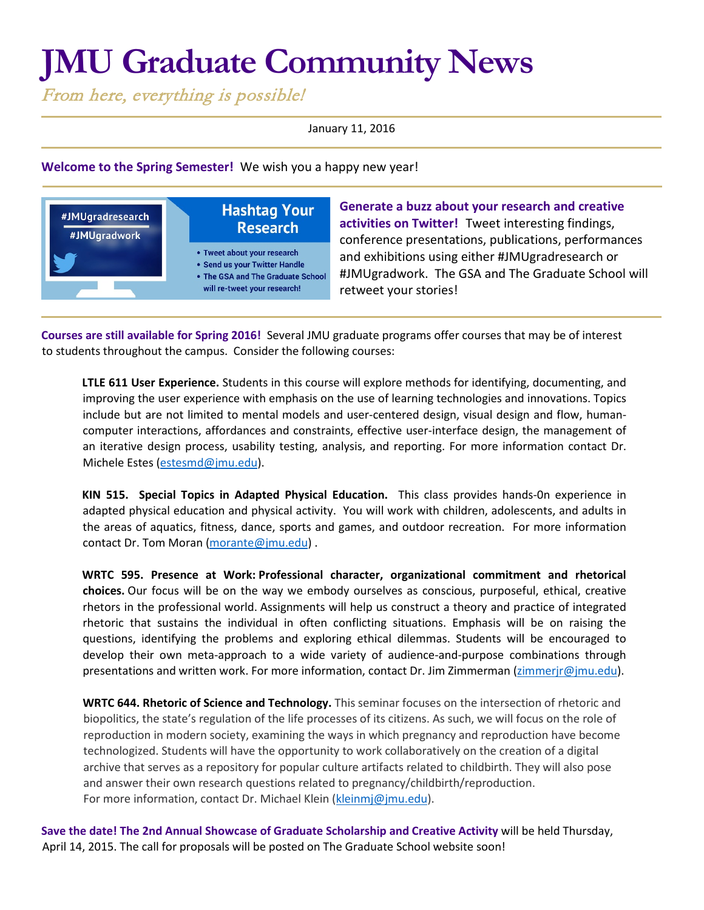# JMU Graduate Community News

*From here, everything is possible!*

January 11, 2016

**Welcome to the Spring Semester!** We wish you a happy new year!

#JMUgradresearch
#JMUgradwork

Hashtag Your Research

- Tweet about your research
- Send us your Twitter Handle
- The GSA and The Graduate School will re-tweet your research!

**Generate a buzz about your research and creative activities on Twitter!** Tweet interesting findings, conference presentations, publications, performances and exhibitions using either #JMUgradresearch or #JMUgradwork. The GSA and The Graduate School will retweet your stories!

**Courses are still available for Spring 2016!** Several JMU graduate programs offer courses that may be of interest to students throughout the campus. Consider the following courses:

**LTLE 611 User Experience.** Students in this course will explore methods for identifying, documenting, and improving the user experience with emphasis on the use of learning technologies and innovations. Topics include but are not limited to mental models and user-centered design, visual design and flow, human-computer interactions, affordances and constraints, effective user-interface design, the management of an iterative design process, usability testing, analysis, and reporting. For more information contact Dr. Michele Estes (estesmd@jmu.edu).

**KIN 515. Special Topics in Adapted Physical Education.** This class provides hands-0n experience in adapted physical education and physical activity. You will work with children, adolescents, and adults in the areas of aquatics, fitness, dance, sports and games, and outdoor recreation. For more information contact Dr. Tom Moran (morante@jmu.edu) .

**WRTC 595. Presence at Work: Professional character, organizational commitment and rhetorical choices.** Our focus will be on the way we embody ourselves as conscious, purposeful, ethical, creative rhetors in the professional world. Assignments will help us construct a theory and practice of integrated rhetoric that sustains the individual in often conflicting situations. Emphasis will be on raising the questions, identifying the problems and exploring ethical dilemmas. Students will be encouraged to develop their own meta-approach to a wide variety of audience-and-purpose combinations through presentations and written work. For more information, contact Dr. Jim Zimmerman (zimmerjr@jmu.edu).

**WRTC 644. Rhetoric of Science and Technology.** This seminar focuses on the intersection of rhetoric and biopolitics, the state's regulation of the life processes of its citizens. As such, we will focus on the role of reproduction in modern society, examining the ways in which pregnancy and reproduction have become technologized. Students will have the opportunity to work collaboratively on the creation of a digital archive that serves as a repository for popular culture artifacts related to childbirth. They will also pose and answer their own research questions related to pregnancy/childbirth/reproduction. For more information, contact Dr. Michael Klein (kleinmj@jmu.edu).

**Save the date! The 2nd Annual Showcase of Graduate Scholarship and Creative Activity** will be held Thursday, April 14, 2015. The call for proposals will be posted on The Graduate School website soon!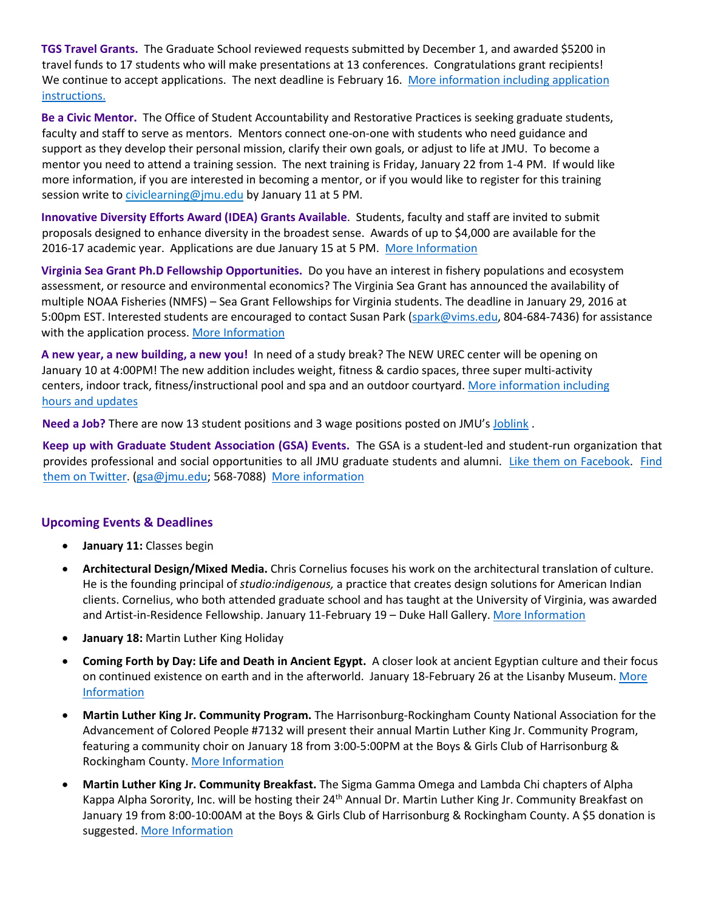**TGS Travel Grants.** The Graduate School reviewed requests submitted by December 1, and awarded $5200 in travel funds to 17 students who will make presentations at 13 conferences. Congratulations grant recipients! We continue to accept applications. The next deadline is February 16. More information including application instructions.

**Be a Civic Mentor.** The Office of Student Accountability and Restorative Practices is seeking graduate students, faculty and staff to serve as mentors. Mentors connect one-on-one with students who need guidance and support as they develop their personal mission, clarify their own goals, or adjust to life at JMU. To become a mentor you need to attend a training session. The next training is Friday, January 22 from 1-4 PM. If would like more information, if you are interested in becoming a mentor, or if you would like to register for this training session write to civiclearning@jmu.edu by January 11 at 5 PM.

**Innovative Diversity Efforts Award (IDEA) Grants Available**. Students, faculty and staff are invited to submit proposals designed to enhance diversity in the broadest sense. Awards of up to $4,000 are available for the 2016-17 academic year. Applications are due January 15 at 5 PM. More Information

**Virginia Sea Grant Ph.D Fellowship Opportunities.** Do you have an interest in fishery populations and ecosystem assessment, or resource and environmental economics? The Virginia Sea Grant has announced the availability of multiple NOAA Fisheries (NMFS) – Sea Grant Fellowships for Virginia students. The deadline in January 29, 2016 at 5:00pm EST. Interested students are encouraged to contact Susan Park (spark@vims.edu, 804-684-7436) for assistance with the application process. More Information

**A new year, a new building, a new you!** In need of a study break? The NEW UREC center will be opening on January 10 at 4:00PM! The new addition includes weight, fitness & cardio spaces, three super multi-activity centers, indoor track, fitness/instructional pool and spa and an outdoor courtyard. More information including hours and updates

**Need a Job?** There are now 13 student positions and 3 wage positions posted on JMU's Joblink .

**Keep up with Graduate Student Association (GSA) Events.** The GSA is a student-led and student-run organization that provides professional and social opportunities to all JMU graduate students and alumni. Like them on Facebook. Find them on Twitter. (gsa@jmu.edu; 568-7088) More information

## Upcoming Events & Deadlines

- **January 11:** Classes begin
- **Architectural Design/Mixed Media.** Chris Cornelius focuses his work on the architectural translation of culture. He is the founding principal of *studio:indigenous,* a practice that creates design solutions for American Indian clients. Cornelius, who both attended graduate school and has taught at the University of Virginia, was awarded and Artist-in-Residence Fellowship. January 11-February 19 – Duke Hall Gallery. More Information
- **January 18:** Martin Luther King Holiday
- **Coming Forth by Day: Life and Death in Ancient Egypt.** A closer look at ancient Egyptian culture and their focus on continued existence on earth and in the afterworld. January 18-February 26 at the Lisanby Museum. More Information
- **Martin Luther King Jr. Community Program.** The Harrisonburg-Rockingham County National Association for the Advancement of Colored People #7132 will present their annual Martin Luther King Jr. Community Program, featuring a community choir on January 18 from 3:00-5:00PM at the Boys & Girls Club of Harrisonburg & Rockingham County. More Information
- **Martin Luther King Jr. Community Breakfast.** The Sigma Gamma Omega and Lambda Chi chapters of Alpha Kappa Alpha Sorority, Inc. will be hosting their 24th Annual Dr. Martin Luther King Jr. Community Breakfast on January 19 from 8:00-10:00AM at the Boys & Girls Club of Harrisonburg & Rockingham County. A $5 donation is suggested. More Information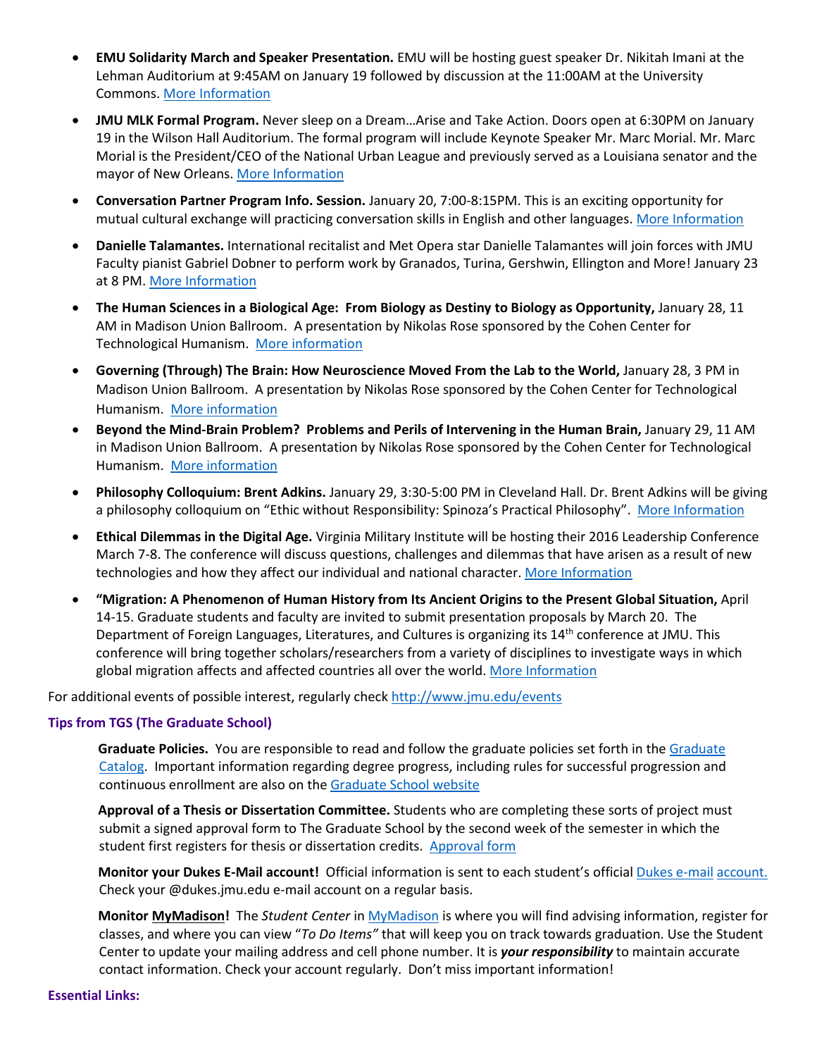- **EMU Solidarity March and Speaker Presentation.** EMU will be hosting guest speaker Dr. Nikitah Imani at the Lehman Auditorium at 9:45AM on January 19 followed by discussion at the 11:00AM at the University Commons. More Information

- **JMU MLK Formal Program.** Never sleep on a Dream…Arise and Take Action. Doors open at 6:30PM on January 19 in the Wilson Hall Auditorium. The formal program will include Keynote Speaker Mr. Marc Morial. Mr. Marc Morial is the President/CEO of the National Urban League and previously served as a Louisiana senator and the mayor of New Orleans. More Information

- **Conversation Partner Program Info. Session.** January 20, 7:00-8:15PM. This is an exciting opportunity for mutual cultural exchange will practicing conversation skills in English and other languages. More Information

- **Danielle Talamantes.** International recitalist and Met Opera star Danielle Talamantes will join forces with JMU Faculty pianist Gabriel Dobner to perform work by Granados, Turina, Gershwin, Ellington and More! January 23 at 8 PM. More Information

- **The Human Sciences in a Biological Age: From Biology as Destiny to Biology as Opportunity,** January 28, 11 AM in Madison Union Ballroom. A presentation by Nikolas Rose sponsored by the Cohen Center for Technological Humanism. More information

- **Governing (Through) The Brain: How Neuroscience Moved From the Lab to the World,** January 28, 3 PM in Madison Union Ballroom. A presentation by Nikolas Rose sponsored by the Cohen Center for Technological Humanism. More information

- **Beyond the Mind-Brain Problem? Problems and Perils of Intervening in the Human Brain,** January 29, 11 AM in Madison Union Ballroom. A presentation by Nikolas Rose sponsored by the Cohen Center for Technological Humanism. More information

- **Philosophy Colloquium: Brent Adkins.** January 29, 3:30-5:00 PM in Cleveland Hall. Dr. Brent Adkins will be giving a philosophy colloquium on "Ethic without Responsibility: Spinoza's Practical Philosophy". More Information

- **Ethical Dilemmas in the Digital Age.** Virginia Military Institute will be hosting their 2016 Leadership Conference March 7-8. The conference will discuss questions, challenges and dilemmas that have arisen as a result of new technologies and how they affect our individual and national character. More Information

- **"Migration: A Phenomenon of Human History from Its Ancient Origins to the Present Global Situation,** April 14-15. Graduate students and faculty are invited to submit presentation proposals by March 20. The Department of Foreign Languages, Literatures, and Cultures is organizing its 14th conference at JMU. This conference will bring together scholars/researchers from a variety of disciplines to investigate ways in which global migration affects and affected countries all over the world. More Information

For additional events of possible interest, regularly check http://www.jmu.edu/events

### Tips from TGS (The Graduate School)

**Graduate Policies.** You are responsible to read and follow the graduate policies set forth in the Graduate Catalog. Important information regarding degree progress, including rules for successful progression and continuous enrollment are also on the Graduate School website

**Approval of a Thesis or Dissertation Committee.** Students who are completing these sorts of project must submit a signed approval form to The Graduate School by the second week of the semester in which the student first registers for thesis or dissertation credits. Approval form

**Monitor your Dukes E-Mail account!** Official information is sent to each student's official Dukes e-mail account. Check your @dukes.jmu.edu e-mail account on a regular basis.

**Monitor MyMadison!** The *Student Center* in MyMadison is where you will find advising information, register for classes, and where you can view "*To Do Items"* that will keep you on track towards graduation. Use the Student Center to update your mailing address and cell phone number. It is ***your responsibility*** to maintain accurate contact information. Check your account regularly. Don't miss important information!

### Essential Links: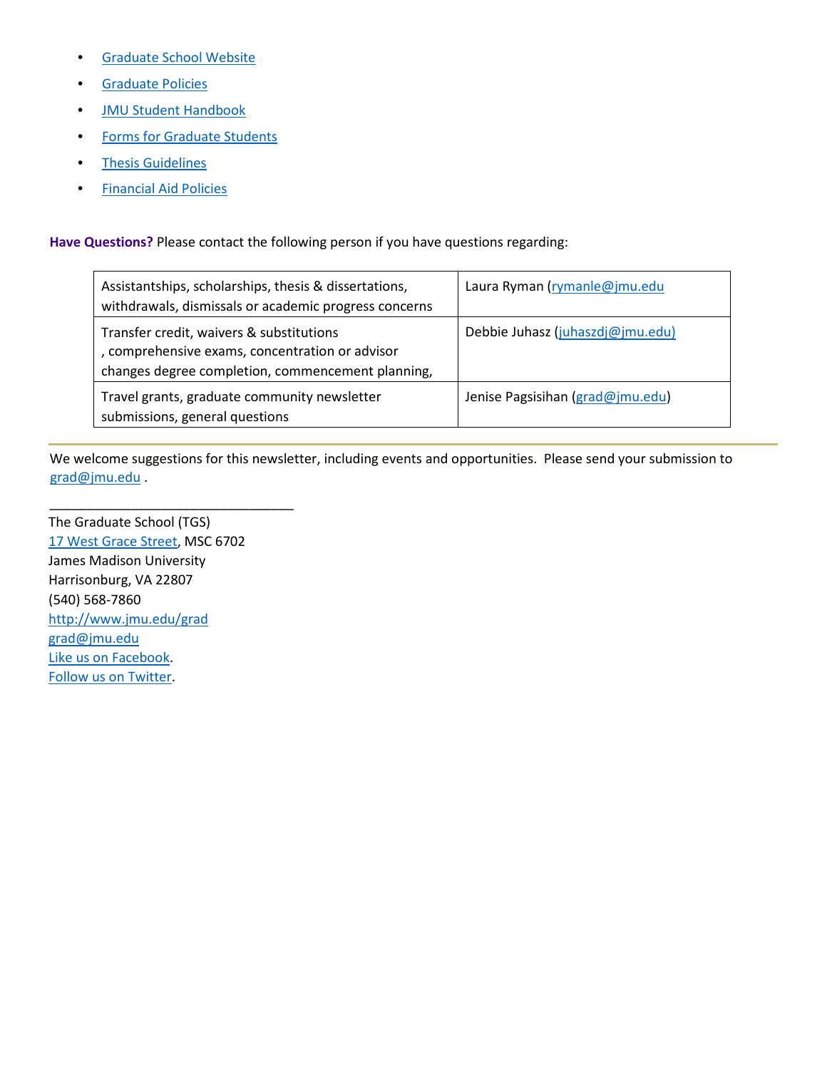- Graduate School Website
- Graduate Policies
- JMU Student Handbook
- Forms for Graduate Students
- Thesis Guidelines
- Financial Aid Policies

**Have Questions?** Please contact the following person if you have questions regarding:

| | |
|---|---|
| Assistantships, scholarships, thesis & dissertations, withdrawals, dismissals or academic progress concerns | Laura Ryman (rymanle@jmu.edu |
| Transfer credit, waivers & substitutions , comprehensive exams, concentration or advisor changes degree completion, commencement planning, | Debbie Juhasz (juhaszdj@jmu.edu) |
| Travel grants, graduate community newsletter submissions, general questions | Jenise Pagsisihan (grad@jmu.edu) |

---

We welcome suggestions for this newsletter, including events and opportunities. Please send your submission to grad@jmu.edu .

\_\_\_\_\_\_\_\_\_\_\_\_\_\_\_\_\_\_\_\_\_\_\_\_\_\_\_\_\_\_\_\_

The Graduate School (TGS)
17 West Grace Street, MSC 6702
James Madison University
Harrisonburg, VA 22807
(540) 568-7860
http://www.jmu.edu/grad
grad@jmu.edu
Like us on Facebook.
Follow us on Twitter.